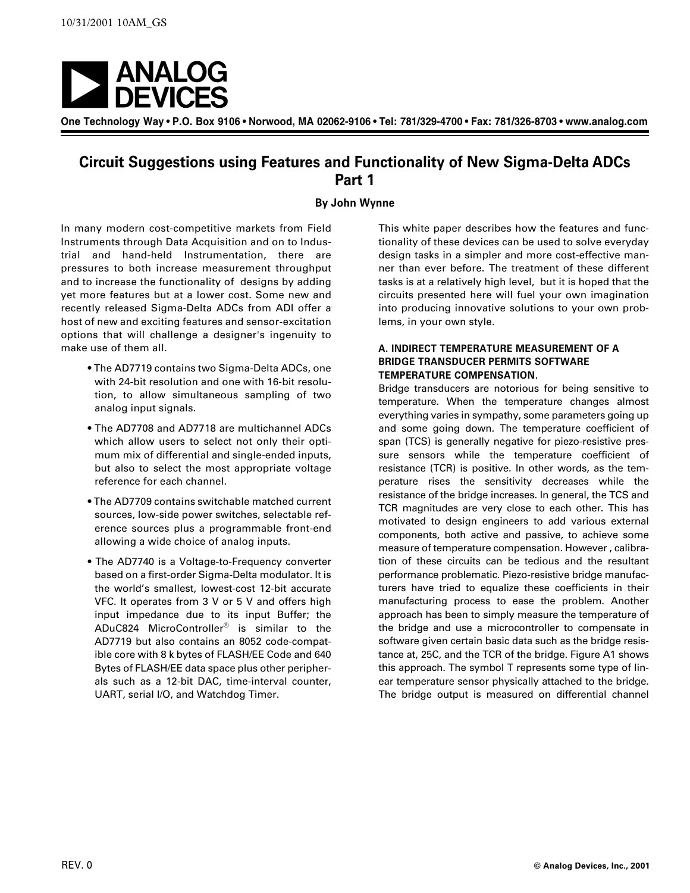# Circuit Suggestions using Features and Functionality of New Sigma-Delta ADCs Part 1

**By John Wynne**

In many modern cost-competitive markets from Field Instruments through Data Acquisition and on to Industrial and hand-held Instrumentation, there are pressures to both increase measurement throughput and to increase the functionality of designs by adding yet more features but at a lower cost. Some new and recently released Sigma-Delta ADCs from ADI offer a host of new and exciting features and sensor-excitation options that will challenge a designer's ingenuity to make use of them all.

- The AD7719 contains two Sigma-Delta ADCs, one with 24-bit resolution and one with 16-bit resolution, to allow simultaneous sampling of two analog input signals.
- The AD7708 and AD7718 are multichannel ADCs which allow users to select not only their optimum mix of differential and single-ended inputs, but also to select the most appropriate voltage reference for each channel.
- The AD7709 contains switchable matched current sources, low-side power switches, selectable reference sources plus a programmable front-end allowing a wide choice of analog inputs.
- The AD7740 is a Voltage-to-Frequency converter based on a first-order Sigma-Delta modulator. It is the world's smallest, lowest-cost 12-bit accurate VFC. It operates from 3 V or 5 V and offers high input impedance due to its input Buffer; the ADuC824 MicroController® is similar to the AD7719 but also contains an 8052 code-compatible core with 8 k bytes of FLASH/EE Code and 640 Bytes of FLASH/EE data space plus other peripherals such as a 12-bit DAC, time-interval counter, UART, serial I/O, and Watchdog Timer.

This white paper describes how the features and functionality of these devices can be used to solve everyday design tasks in a simpler and more cost-effective manner than ever before. The treatment of these different tasks is at a relatively high level, but it is hoped that the circuits presented here will fuel your own imagination into producing innovative solutions to your own problems, in your own style.

## A. INDIRECT TEMPERATURE MEASUREMENT OF A BRIDGE TRANSDUCER PERMITS SOFTWARE TEMPERATURE COMPENSATION.

Bridge transducers are notorious for being sensitive to temperature. When the temperature changes almost everything varies in sympathy, some parameters going up and some going down. The temperature coefficient of span (TCS) is generally negative for piezo-resistive pressure sensors while the temperature coefficient of resistance (TCR) is positive. In other words, as the temperature rises the sensitivity decreases while the resistance of the bridge increases. In general, the TCS and TCR magnitudes are very close to each other. This has motivated to design engineers to add various external components, both active and passive, to achieve some measure of temperature compensation. However , calibration of these circuits can be tedious and the resultant performance problematic. Piezo-resistive bridge manufacturers have tried to equalize these coefficients in their manufacturing process to ease the problem. Another approach has been to simply measure the temperature of the bridge and use a microcontroller to compensate in software given certain basic data such as the bridge resistance at, 25C, and the TCR of the bridge. Figure A1 shows this approach. The symbol T represents some type of linear temperature sensor physically attached to the bridge. The bridge output is measured on differential channel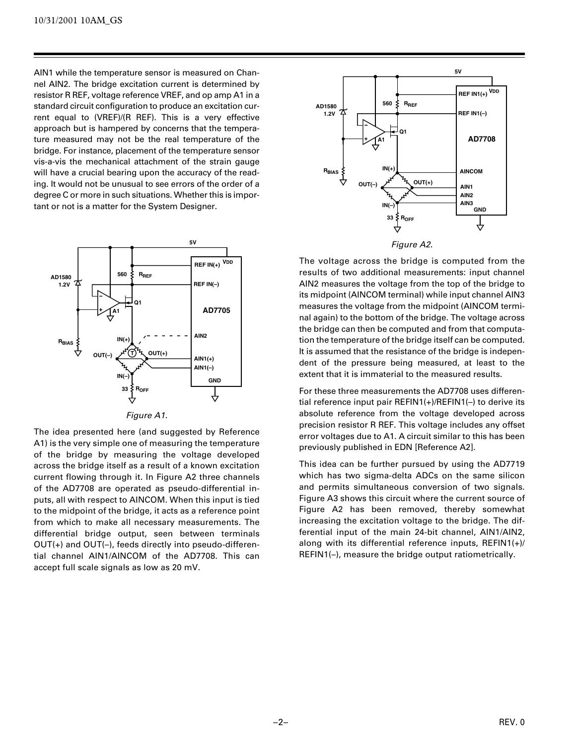AIN1 while the temperature sensor is measured on Channel AIN2. The bridge excitation current is determined by resistor R REF, voltage reference VREF, and op amp A1 in a standard circuit configuration to produce an excitation current equal to (VREF)/(R REF). This is a very effective approach but is hampered by concerns that the temperature measured may not be the real temperature of the bridge. For instance, placement of the temperature sensor vis-a-vis the mechanical attachment of the strain gauge will have a crucial bearing upon the accuracy of the reading. It would not be unusual to see errors of the order of a degree C or more in such situations. Whether this is important or not is a matter for the System Designer.

*Figure A1.*

The idea presented here (and suggested by Reference A1) is the very simple one of measuring the temperature of the bridge by measuring the voltage developed across the bridge itself as a result of a known excitation current flowing through it. In Figure A2 three channels of the AD7708 are operated as pseudo-differential inputs, all with respect to AINCOM. When this input is tied to the midpoint of the bridge, it acts as a reference point from which to make all necessary measurements. The differential bridge output, seen between terminals OUT(+) and OUT(–), feeds directly into pseudo-differential channel AIN1/AINCOM of the AD7708. This can accept full scale signals as low as 20 mV.

*Figure A2.*

The voltage across the bridge is computed from the results of two additional measurements: input channel AIN2 measures the voltage from the top of the bridge to its midpoint (AINCOM terminal) while input channel AIN3 measures the voltage from the midpoint (AINCOM terminal again) to the bottom of the bridge. The voltage across the bridge can then be computed and from that computation the temperature of the bridge itself can be computed. It is assumed that the resistance of the bridge is independent of the pressure being measured, at least to the extent that it is immaterial to the measured results.

For these three measurements the AD7708 uses differential reference input pair REFIN1(+)/REFIN1(–) to derive its absolute reference from the voltage developed across precision resistor R REF. This voltage includes any offset error voltages due to A1. A circuit similar to this has been previously published in EDN [Reference A2].

This idea can be further pursued by using the AD7719 which has two sigma-delta ADCs on the same silicon and permits simultaneous conversion of two signals. Figure A3 shows this circuit where the current source of Figure A2 has been removed, thereby somewhat increasing the excitation voltage to the bridge. The differential input of the main 24-bit channel, AIN1/AIN2, along with its differential reference inputs, REFIN1(+)/REFIN1(–), measure the bridge output ratiometrically.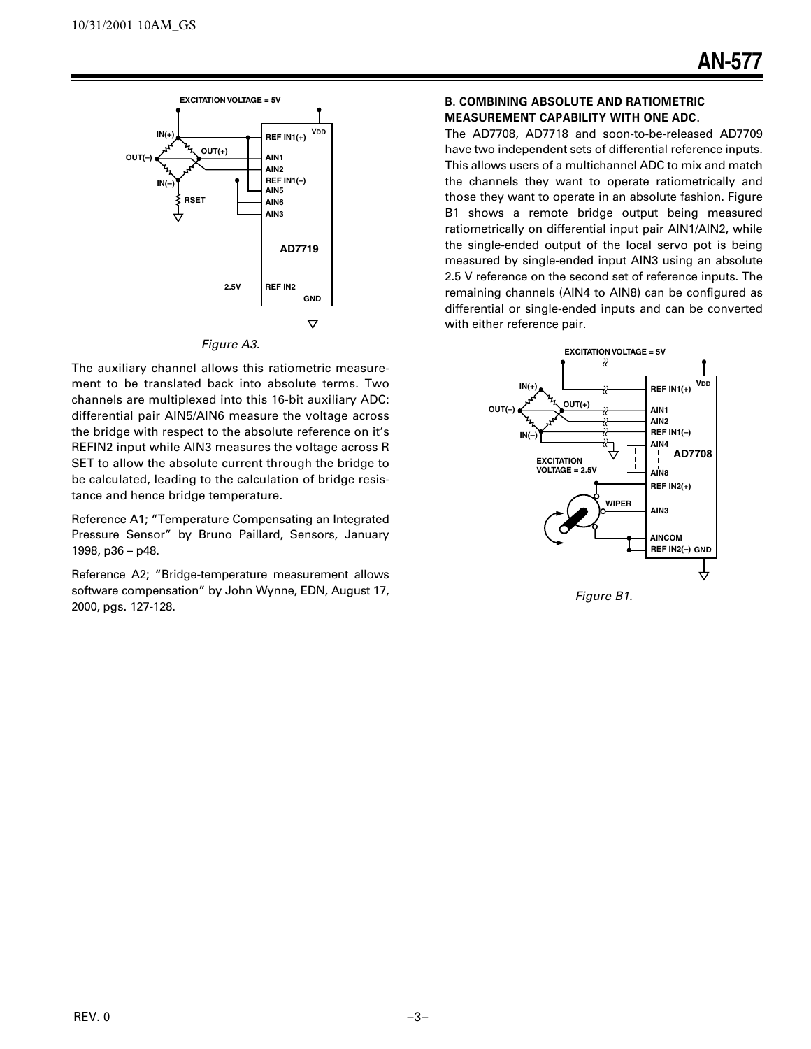*Figure A3.*

The auxiliary channel allows this ratiometric measurement to be translated back into absolute terms. Two channels are multiplexed into this 16-bit auxiliary ADC: differential pair AIN5/AIN6 measure the voltage across the bridge with respect to the absolute reference on it's REFIN2 input while AIN3 measures the voltage across R SET to allow the absolute current through the bridge to be calculated, leading to the calculation of bridge resistance and hence bridge temperature.

Reference A1; "Temperature Compensating an Integrated Pressure Sensor" by Bruno Paillard, Sensors, January 1998, p36 – p48.

Reference A2; "Bridge-temperature measurement allows software compensation" by John Wynne, EDN, August 17, 2000, pgs. 127-128.

### B. COMBINING ABSOLUTE AND RATIOMETRIC MEASUREMENT CAPABILITY WITH ONE ADC.

The AD7708, AD7718 and soon-to-be-released AD7709 have two independent sets of differential reference inputs. This allows users of a multichannel ADC to mix and match the channels they want to operate ratiometrically and those they want to operate in an absolute fashion. Figure B1 shows a remote bridge output being measured ratiometrically on differential input pair AIN1/AIN2, while the single-ended output of the local servo pot is being measured by single-ended input AIN3 using an absolute 2.5 V reference on the second set of reference inputs. The remaining channels (AIN4 to AIN8) can be configured as differential or single-ended inputs and can be converted with either reference pair.

*Figure B1.*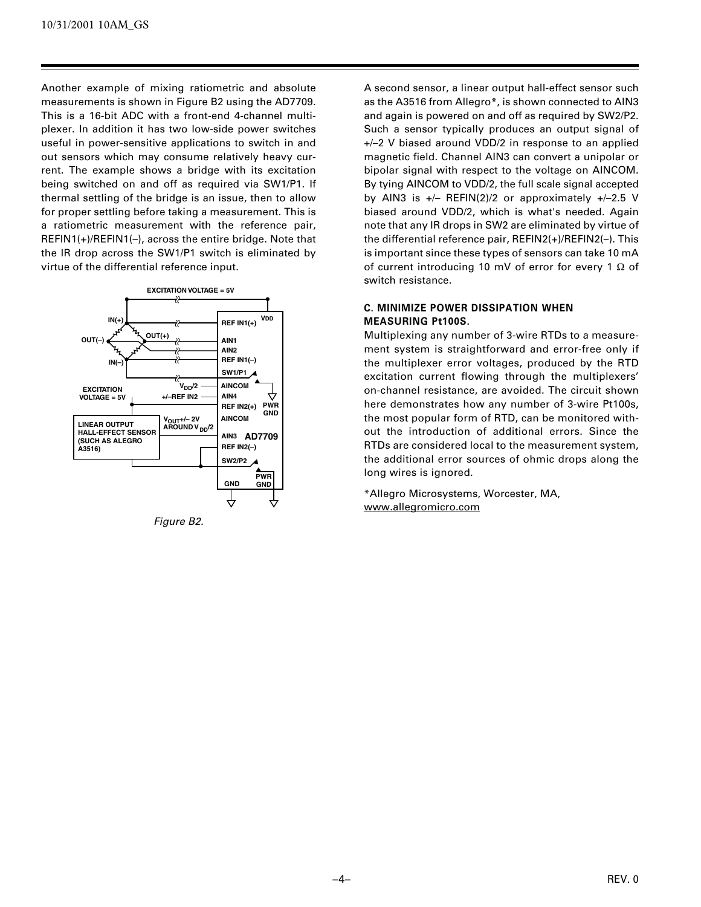Another example of mixing ratiometric and absolute measurements is shown in Figure B2 using the AD7709. This is a 16-bit ADC with a front-end 4-channel multiplexer. In addition it has two low-side power switches useful in power-sensitive applications to switch in and out sensors which may consume relatively heavy current. The example shows a bridge with its excitation being switched on and off as required via SW1/P1. If thermal settling of the bridge is an issue, then to allow for proper settling before taking a measurement. This is a ratiometric measurement with the reference pair, REFIN1(+)/REFIN1(–), across the entire bridge. Note that the IR drop across the SW1/P1 switch is eliminated by virtue of the differential reference input.

*Figure B2.*

A second sensor, a linear output hall-effect sensor such as the A3516 from Allegro*, is shown connected to AIN3 and again is powered on and off as required by SW2/P2. Such a sensor typically produces an output signal of +/–2 V biased around VDD/2 in response to an applied magnetic field. Channel AIN3 can convert a unipolar or bipolar signal with respect to the voltage on AINCOM. By tying AINCOM to VDD/2, the full scale signal accepted by AIN3 is +/– REFIN(2)/2 or approximately +/–2.5 V biased around VDD/2, which is what's needed. Again note that any IR drops in SW2 are eliminated by virtue of the differential reference pair, REFIN2(+)/REFIN2(–). This is important since these types of sensors can take 10 mA of current introducing 10 mV of error for every 1 Ω of switch resistance.

### C. MINIMIZE POWER DISSIPATION WHEN MEASURING Pt100S.

Multiplexing any number of 3-wire RTDs to a measurement system is straightforward and error-free only if the multiplexer error voltages, produced by the RTD excitation current flowing through the multiplexers' on-channel resistance, are avoided. The circuit shown here demonstrates how any number of 3-wire Pt100s, the most popular form of RTD, can be monitored without the introduction of additional errors. Since the RTDs are considered local to the measurement system, the additional error sources of ohmic drops along the long wires is ignored.

*Allegro Microsystems, Worcester, MA, www.allegromicro.com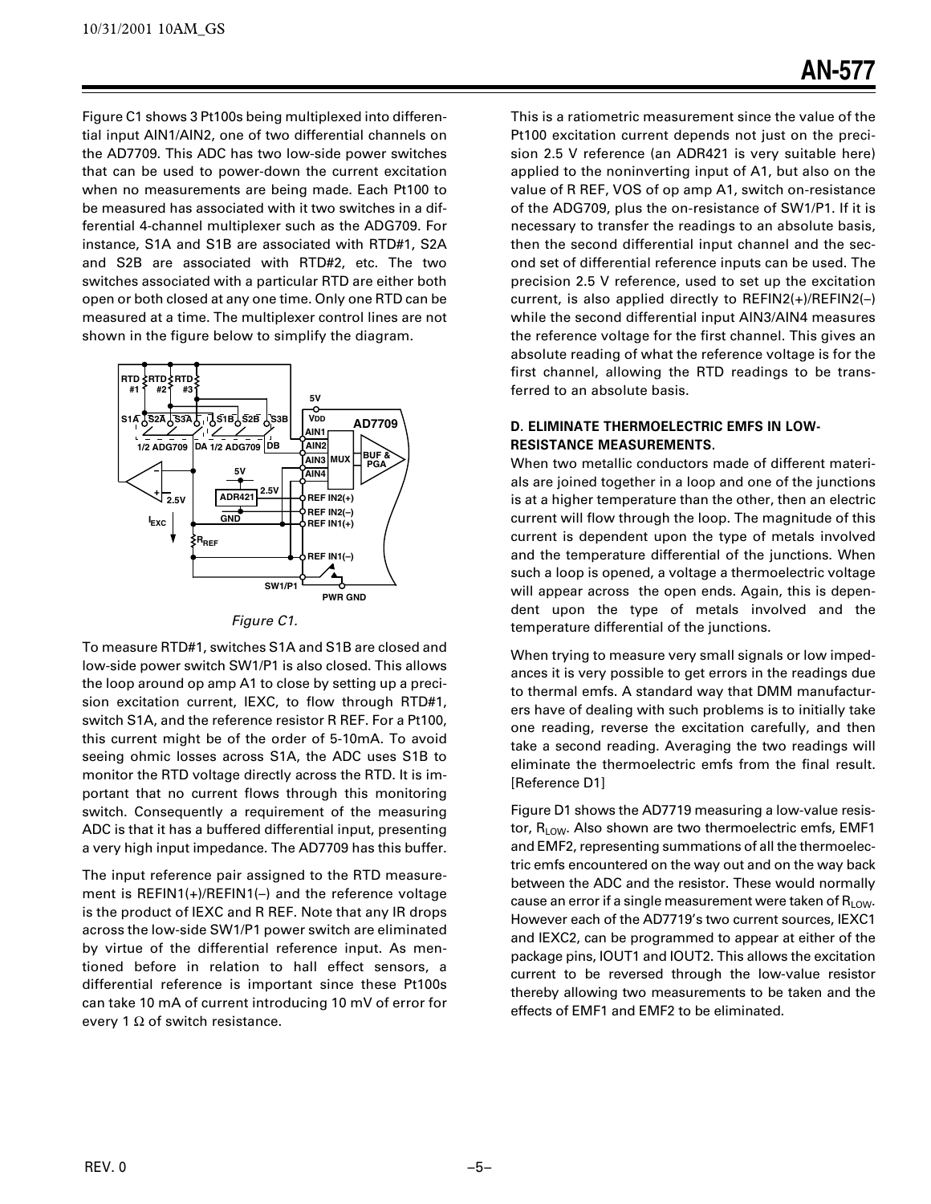Figure C1 shows 3 Pt100s being multiplexed into differential input AIN1/AIN2, one of two differential channels on the AD7709. This ADC has two low-side power switches that can be used to power-down the current excitation when no measurements are being made. Each Pt100 to be measured has associated with it two switches in a differential 4-channel multiplexer such as the ADG709. For instance, S1A and S1B are associated with RTD#1, S2A and S2B are associated with RTD#2, etc. The two switches associated with a particular RTD are either both open or both closed at any one time. Only one RTD can be measured at a time. The multiplexer control lines are not shown in the figure below to simplify the diagram.

*Figure C1.*

To measure RTD#1, switches S1A and S1B are closed and low-side power switch SW1/P1 is also closed. This allows the loop around op amp A1 to close by setting up a precision excitation current, IEXC, to flow through RTD#1, switch S1A, and the reference resistor R REF. For a Pt100, this current might be of the order of 5-10mA. To avoid seeing ohmic losses across S1A, the ADC uses S1B to monitor the RTD voltage directly across the RTD. It is important that no current flows through this monitoring switch. Consequently a requirement of the measuring ADC is that it has a buffered differential input, presenting a very high input impedance. The AD7709 has this buffer.

The input reference pair assigned to the RTD measurement is REFIN1(+)/REFIN1(–) and the reference voltage is the product of IEXC and R REF. Note that any IR drops across the low-side SW1/P1 power switch are eliminated by virtue of the differential reference input. As mentioned before in relation to hall effect sensors, a differential reference is important since these Pt100s can take 10 mA of current introducing 10 mV of error for every 1 Ω of switch resistance.

This is a ratiometric measurement since the value of the Pt100 excitation current depends not just on the precision 2.5 V reference (an ADR421 is very suitable here) applied to the noninverting input of A1, but also on the value of R REF, VOS of op amp A1, switch on-resistance of the ADG709, plus the on-resistance of SW1/P1. If it is necessary to transfer the readings to an absolute basis, then the second differential input channel and the second set of differential reference inputs can be used. The precision 2.5 V reference, used to set up the excitation current, is also applied directly to REFIN2(+)/REFIN2(–) while the second differential input AIN3/AIN4 measures the reference voltage for the first channel. This gives an absolute reading of what the reference voltage is for the first channel, allowing the RTD readings to be transferred to an absolute basis.

### D. ELIMINATE THERMOELECTRIC EMFS IN LOW-RESISTANCE MEASUREMENTS.

When two metallic conductors made of different materials are joined together in a loop and one of the junctions is at a higher temperature than the other, then an electric current will flow through the loop. The magnitude of this current is dependent upon the type of metals involved and the temperature differential of the junctions. When such a loop is opened, a voltage a thermoelectric voltage will appear across the open ends. Again, this is dependent upon the type of metals involved and the temperature differential of the junctions.

When trying to measure very small signals or low impedances it is very possible to get errors in the readings due to thermal emfs. A standard way that DMM manufacturers have of dealing with such problems is to initially take one reading, reverse the excitation carefully, and then take a second reading. Averaging the two readings will eliminate the thermoelectric emfs from the final result. [Reference D1]

Figure D1 shows the AD7719 measuring a low-value resistor, $R_{LOW}$. Also shown are two thermoelectric emfs, EMF1 and EMF2, representing summations of all the thermoelectric emfs encountered on the way out and on the way back between the ADC and the resistor. These would normally cause an error if a single measurement were taken of $R_{LOW}$. However each of the AD7719's two current sources, IEXC1 and IEXC2, can be programmed to appear at either of the package pins, IOUT1 and IOUT2. This allows the excitation current to be reversed through the low-value resistor thereby allowing two measurements to be taken and the effects of EMF1 and EMF2 to be eliminated.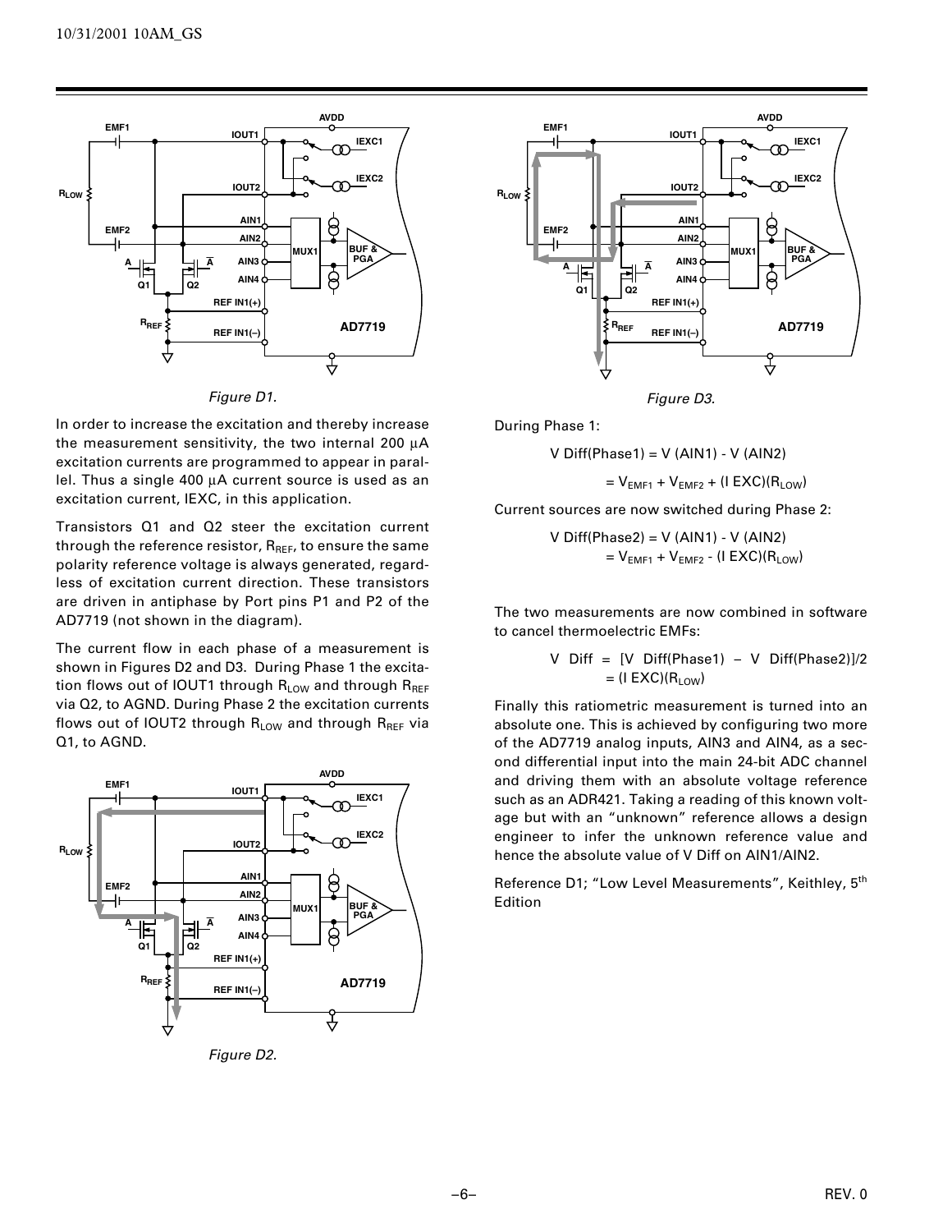Figure D1.

In order to increase the excitation and thereby increase the measurement sensitivity, the two internal 200 μA excitation currents are programmed to appear in parallel. Thus a single 400 μA current source is used as an excitation current, IEXC, in this application.

Transistors Q1 and Q2 steer the excitation current through the reference resistor, $R_{REF}$, to ensure the same polarity reference voltage is always generated, regardless of excitation current direction. These transistors are driven in antiphase by Port pins P1 and P2 of the AD7719 (not shown in the diagram).

The current flow in each phase of a measurement is shown in Figures D2 and D3. During Phase 1 the excitation flows out of IOUT1 through $R_{LOW}$ and through $R_{REF}$ via Q2, to AGND. During Phase 2 the excitation currents flows out of IOUT2 through $R_{LOW}$ and through $R_{REF}$ via Q1, to AGND.

Figure D2.

Figure D3.

During Phase 1:

$$V\ Diff(Phase1) = V\ (AIN1) - V\ (AIN2)$$

$$= V_{EMF1} + V_{EMF2} + (I\ EXC)(R_{LOW})$$

Current sources are now switched during Phase 2:

$$V\ Diff(Phase2) = V\ (AIN1) - V\ (AIN2)$$

$$= V_{EMF1} + V_{EMF2} - (I\ EXC)(R_{LOW})$$

The two measurements are now combined in software to cancel thermoelectric EMFs:

$$V\ Diff = [V\ Diff(Phase1) - V\ Diff(Phase2)]/2$$

$$= (I\ EXC)(R_{LOW})$$

Finally this ratiometric measurement is turned into an absolute one. This is achieved by configuring two more of the AD7719 analog inputs, AIN3 and AIN4, as a second differential input into the main 24-bit ADC channel and driving them with an absolute voltage reference such as an ADR421. Taking a reading of this known voltage but with an "unknown" reference allows a design engineer to infer the unknown reference value and hence the absolute value of V Diff on AIN1/AIN2.

Reference D1; "Low Level Measurements", Keithley, 5th Edition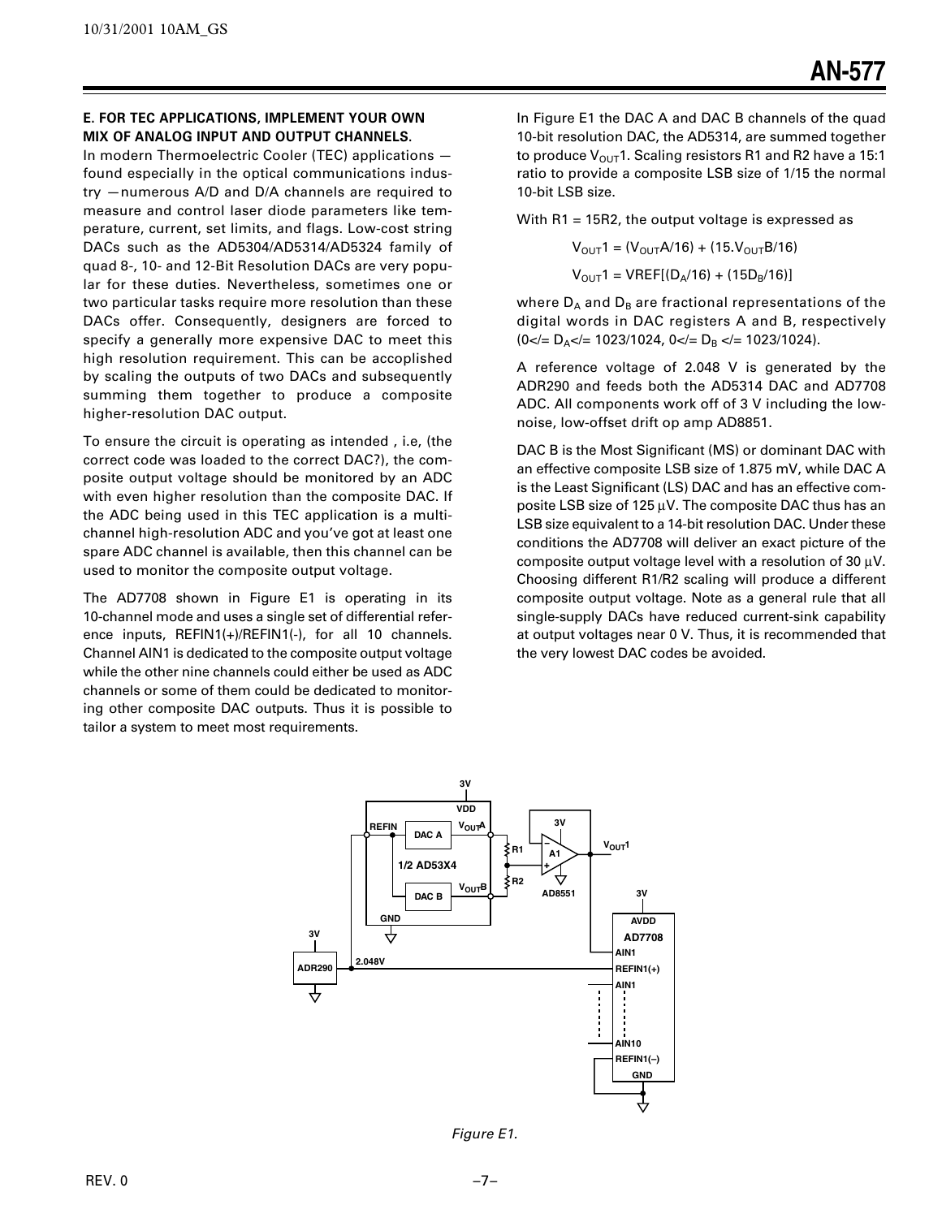**E. FOR TEC APPLICATIONS, IMPLEMENT YOUR OWN MIX OF ANALOG INPUT AND OUTPUT CHANNELS.**

In modern Thermoelectric Cooler (TEC) applications — found especially in the optical communications industry —numerous A/D and D/A channels are required to measure and control laser diode parameters like temperature, current, set limits, and flags. Low-cost string DACs such as the AD5304/AD5314/AD5324 family of quad 8-, 10- and 12-Bit Resolution DACs are very popular for these duties. Nevertheless, sometimes one or two particular tasks require more resolution than these DACs offer. Consequently, designers are forced to specify a generally more expensive DAC to meet this high resolution requirement. This can be accoplished by scaling the outputs of two DACs and subsequently summing them together to produce a composite higher-resolution DAC output.

To ensure the circuit is operating as intended , i.e, (the correct code was loaded to the correct DAC?), the composite output voltage should be monitored by an ADC with even higher resolution than the composite DAC. If the ADC being used in this TEC application is a multichannel high-resolution ADC and you've got at least one spare ADC channel is available, then this channel can be used to monitor the composite output voltage.

The AD7708 shown in Figure E1 is operating in its 10-channel mode and uses a single set of differential reference inputs, REFIN1(+)/REFIN1(-), for all 10 channels. Channel AIN1 is dedicated to the composite output voltage while the other nine channels could either be used as ADC channels or some of them could be dedicated to monitoring other composite DAC outputs. Thus it is possible to tailor a system to meet most requirements.

In Figure E1 the DAC A and DAC B channels of the quad 10-bit resolution DAC, the AD5314, are summed together to produce $V_{OUT}1$. Scaling resistors R1 and R2 have a 15:1 ratio to provide a composite LSB size of 1/15 the normal 10-bit LSB size.

With R1 = 15R2, the output voltage is expressed as

$$V_{OUT}1 = (V_{OUT}A/16) + (15.V_{OUT}B/16)$$

$$V_{OUT}1 = VREF[(D_A/16) + (15D_B/16)]$$

where $D_A$ and $D_B$ are fractional representations of the digital words in DAC registers A and B, respectively ($0 \leq D_A \leq 1023/1024$, $0 \leq D_B \leq 1023/1024$).

A reference voltage of 2.048 V is generated by the ADR290 and feeds both the AD5314 DAC and AD7708 ADC. All components work off of 3 V including the low-noise, low-offset drift op amp AD8851.

DAC B is the Most Significant (MS) or dominant DAC with an effective composite LSB size of 1.875 mV, while DAC A is the Least Significant (LS) DAC and has an effective composite LSB size of 125 µV. The composite DAC thus has an LSB size equivalent to a 14-bit resolution DAC. Under these conditions the AD7708 will deliver an exact picture of the composite output voltage level with a resolution of 30 µV. Choosing different R1/R2 scaling will produce a different composite output voltage. Note as a general rule that all single-supply DACs have reduced current-sink capability at output voltages near 0 V. Thus, it is recommended that the very lowest DAC codes be avoided.

*Figure E1.*